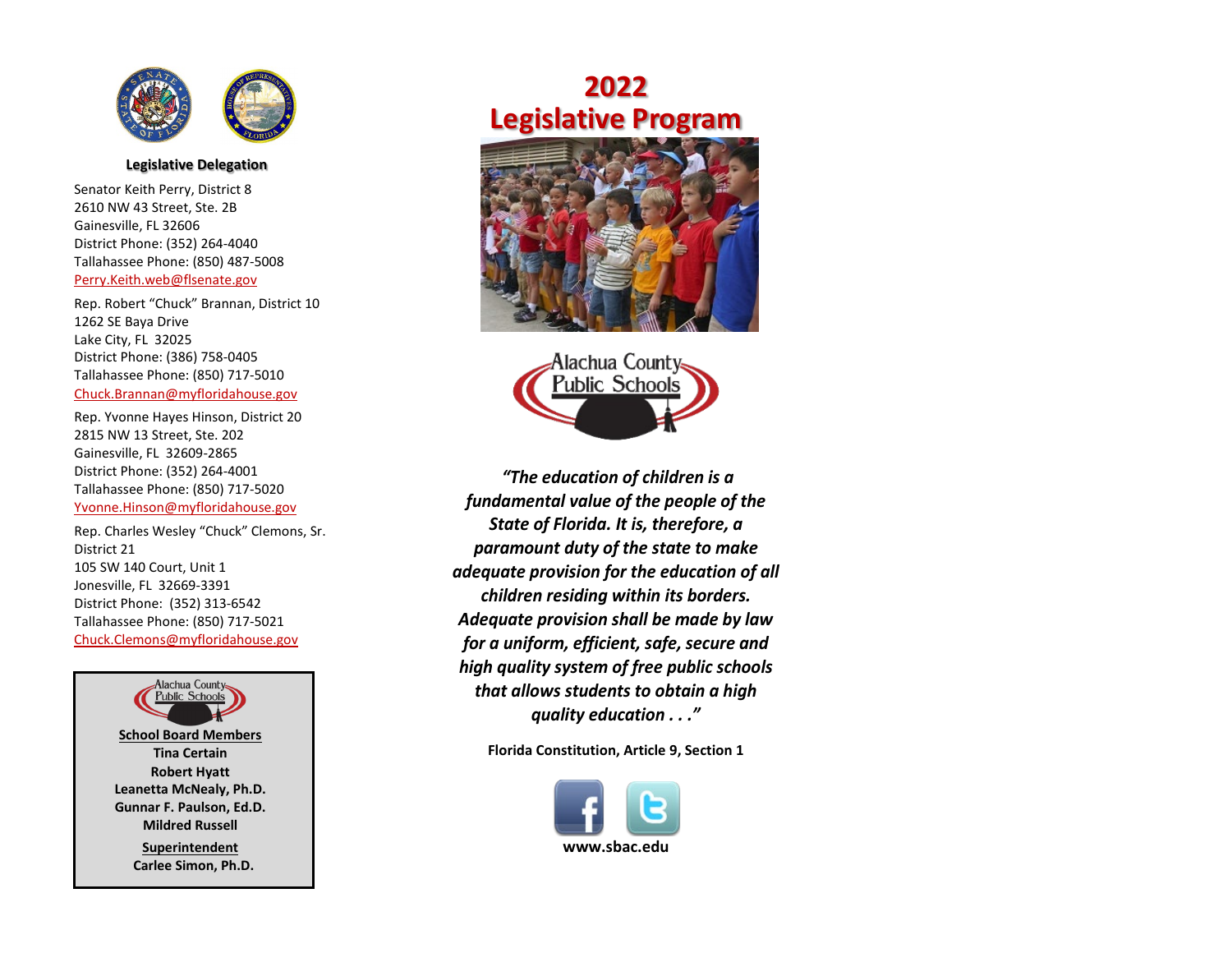## Legislative Delegation

Senator Keith Perry, District 8
2610 NW 43 Street, Ste. 2B
Gainesville, FL 32606
District Phone: (352) 264-4040
Tallahassee Phone: (850) 487-5008
Perry.Keith.web@flsenate.gov

Rep. Robert "Chuck" Brannan, District 10
1262 SE Baya Drive
Lake City, FL 32025
District Phone: (386) 758-0405
Tallahassee Phone: (850) 717-5010
Chuck.Brannan@myfloridahouse.gov

Rep. Yvonne Hayes Hinson, District 20
2815 NW 13 Street, Ste. 202
Gainesville, FL 32609-2865
District Phone: (352) 264-4001
Tallahassee Phone: (850) 717-5020
Yvonne.Hinson@myfloridahouse.gov

Rep. Charles Wesley "Chuck" Clemons, Sr.
District 21
105 SW 140 Court, Unit 1
Jonesville, FL 32669-3391
District Phone: (352) 313-6542
Tallahassee Phone: (850) 717-5021
Chuck.Clemons@myfloridahouse.gov

Alachua County Public Schools

**School Board Members**
**Tina Certain**
**Robert Hyatt**
**Leanetta McNealy, Ph.D.**
**Gunnar F. Paulson, Ed.D.**
**Mildred Russell**

**Superintendent**
**Carlee Simon, Ph.D.**

# 2022 Legislative Program

Alachua County Public Schools

*"The education of children is a fundamental value of the people of the State of Florida. It is, therefore, a paramount duty of the state to make adequate provision for the education of all children residing within its borders. Adequate provision shall be made by law for a uniform, efficient, safe, secure and high quality system of free public schools that allows students to obtain a high quality education . . ."*

**Florida Constitution, Article 9, Section 1**

**www.sbac.edu**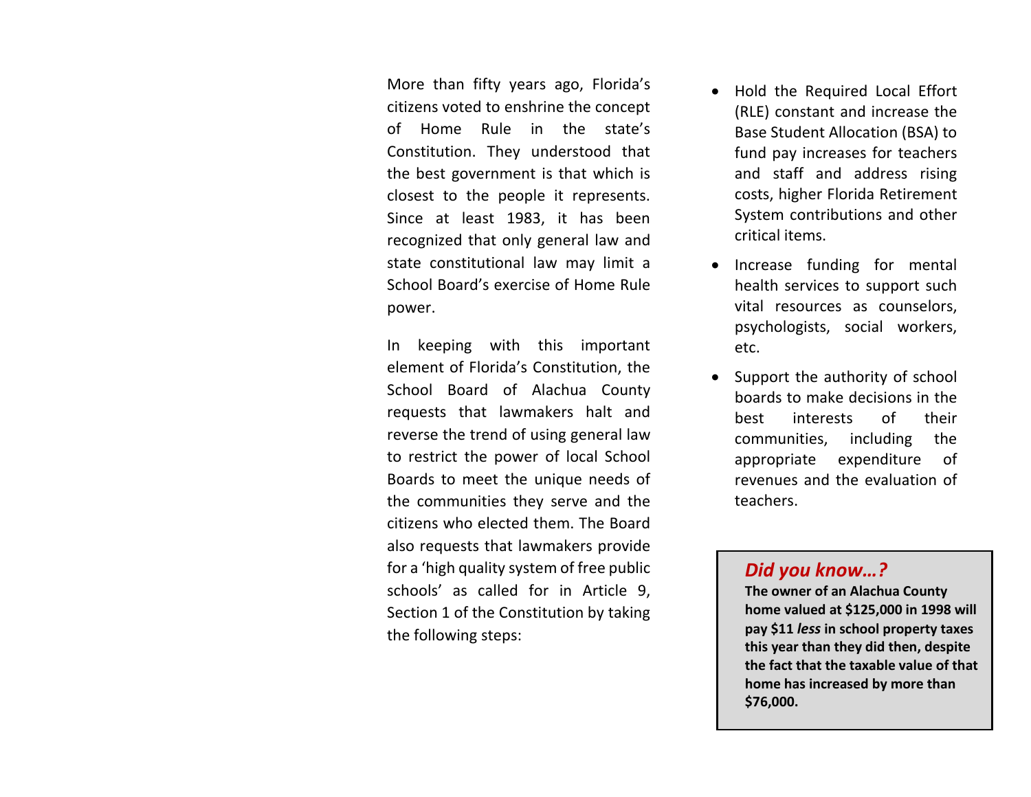More than fifty years ago, Florida's citizens voted to enshrine the concept of Home Rule in the state's Constitution. They understood that the best government is that which is closest to the people it represents. Since at least 1983, it has been recognized that only general law and state constitutional law may limit a School Board's exercise of Home Rule power.

In keeping with this important element of Florida's Constitution, the School Board of Alachua County requests that lawmakers halt and reverse the trend of using general law to restrict the power of local School Boards to meet the unique needs of the communities they serve and the citizens who elected them. The Board also requests that lawmakers provide for a 'high quality system of free public schools' as called for in Article 9, Section 1 of the Constitution by taking the following steps:

- Hold the Required Local Effort (RLE) constant and increase the Base Student Allocation (BSA) to fund pay increases for teachers and staff and address rising costs, higher Florida Retirement System contributions and other critical items.
- Increase funding for mental health services to support such vital resources as counselors, psychologists, social workers, etc.
- Support the authority of school boards to make decisions in the best interests of their communities, including the appropriate expenditure of revenues and the evaluation of teachers.

***Did you know…?***

**The owner of an Alachua County home valued at $125,000 in 1998 will pay $11 *less* in school property taxes this year than they did then, despite the fact that the taxable value of that home has increased by more than $76,000.**